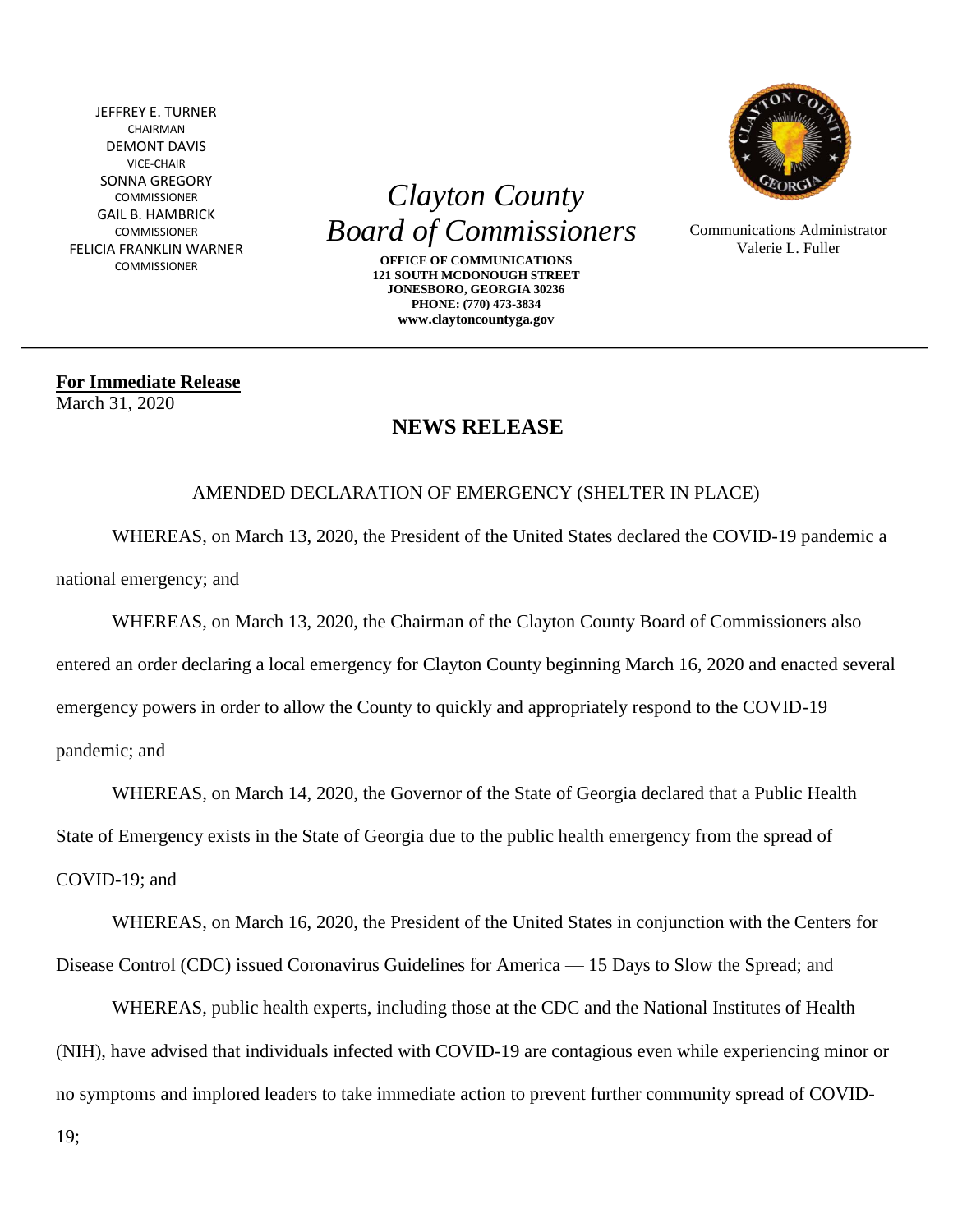JEFFREY E. TURNER
CHAIRMAN
DEMONT DAVIS
VICE-CHAIR
SONNA GREGORY
COMMISSIONER
GAIL B. HAMBRICK
COMMISSIONER
FELICIA FRANKLIN WARNER
COMMISSIONER

# *Clayton County Board of Commissioners*

**OFFICE OF COMMUNICATIONS**
**121 SOUTH MCDONOUGH STREET**
**JONESBORO, GEORGIA 30236**
**PHONE: (770) 473-3834**
**www.claytoncountyga.gov**

Communications Administrator
Valerie L. Fuller

---

**For Immediate Release**
March 31, 2020

## NEWS RELEASE

AMENDED DECLARATION OF EMERGENCY (SHELTER IN PLACE)

WHEREAS, on March 13, 2020, the President of the United States declared the COVID-19 pandemic a national emergency; and

WHEREAS, on March 13, 2020, the Chairman of the Clayton County Board of Commissioners also entered an order declaring a local emergency for Clayton County beginning March 16, 2020 and enacted several emergency powers in order to allow the County to quickly and appropriately respond to the COVID-19 pandemic; and

WHEREAS, on March 14, 2020, the Governor of the State of Georgia declared that a Public Health State of Emergency exists in the State of Georgia due to the public health emergency from the spread of COVID-19; and

WHEREAS, on March 16, 2020, the President of the United States in conjunction with the Centers for Disease Control (CDC) issued Coronavirus Guidelines for America — 15 Days to Slow the Spread; and

WHEREAS, public health experts, including those at the CDC and the National Institutes of Health (NIH), have advised that individuals infected with COVID-19 are contagious even while experiencing minor or no symptoms and implored leaders to take immediate action to prevent further community spread of COVID-19;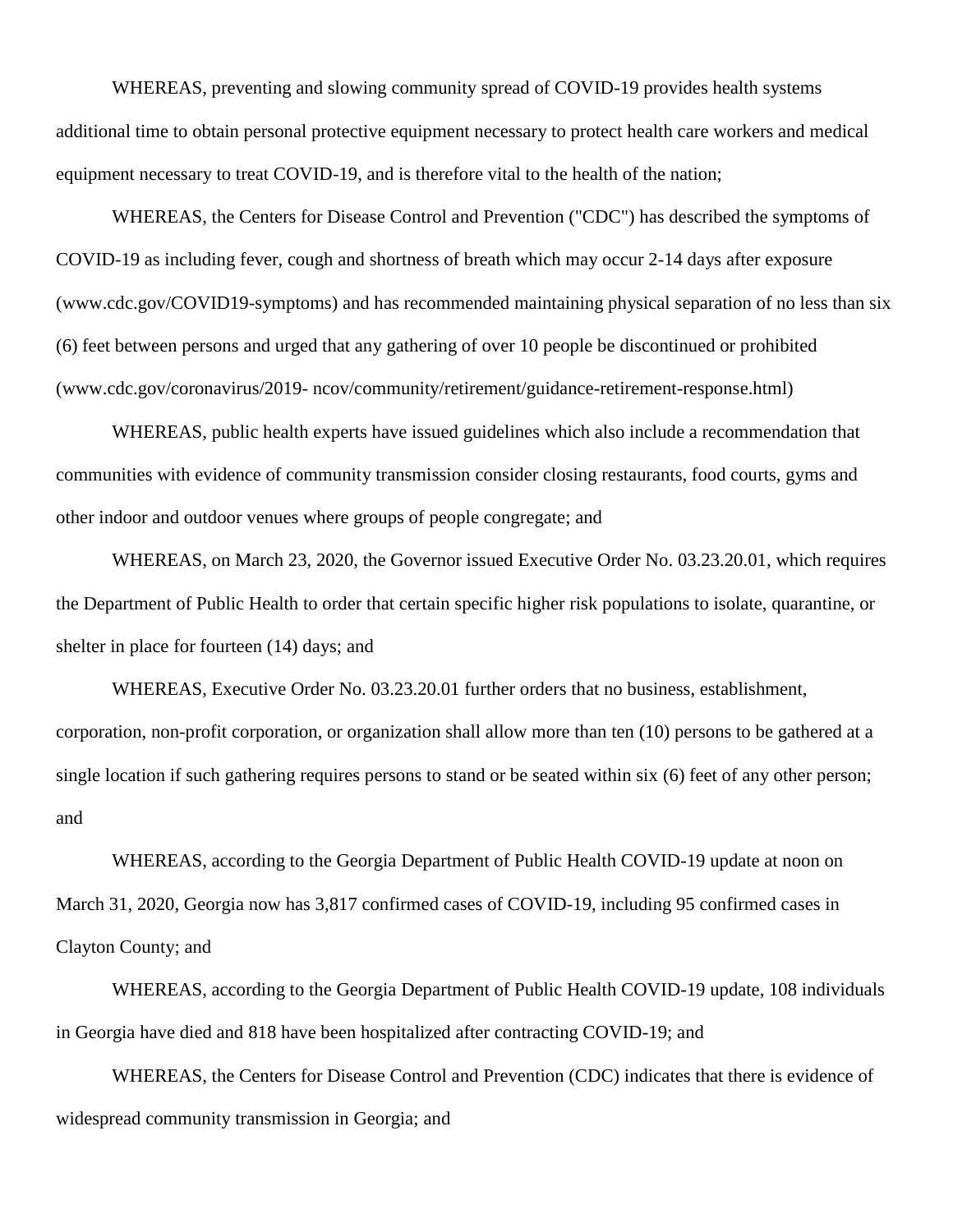WHEREAS, preventing and slowing community spread of COVID-19 provides health systems additional time to obtain personal protective equipment necessary to protect health care workers and medical equipment necessary to treat COVID-19, and is therefore vital to the health of the nation;

WHEREAS, the Centers for Disease Control and Prevention ("CDC") has described the symptoms of COVID-19 as including fever, cough and shortness of breath which may occur 2-14 days after exposure (www.cdc.gov/COVID19-symptoms) and has recommended maintaining physical separation of no less than six (6) feet between persons and urged that any gathering of over 10 people be discontinued or prohibited (www.cdc.gov/coronavirus/2019- ncov/community/retirement/guidance-retirement-response.html)

WHEREAS, public health experts have issued guidelines which also include a recommendation that communities with evidence of community transmission consider closing restaurants, food courts, gyms and other indoor and outdoor venues where groups of people congregate; and

WHEREAS, on March 23, 2020, the Governor issued Executive Order No. 03.23.20.01, which requires the Department of Public Health to order that certain specific higher risk populations to isolate, quarantine, or shelter in place for fourteen (14) days; and

WHEREAS, Executive Order No. 03.23.20.01 further orders that no business, establishment, corporation, non-profit corporation, or organization shall allow more than ten (10) persons to be gathered at a single location if such gathering requires persons to stand or be seated within six (6) feet of any other person; and

WHEREAS, according to the Georgia Department of Public Health COVID-19 update at noon on March 31, 2020, Georgia now has 3,817 confirmed cases of COVID-19, including 95 confirmed cases in Clayton County; and

WHEREAS, according to the Georgia Department of Public Health COVID-19 update, 108 individuals in Georgia have died and 818 have been hospitalized after contracting COVID-19; and

WHEREAS, the Centers for Disease Control and Prevention (CDC) indicates that there is evidence of widespread community transmission in Georgia; and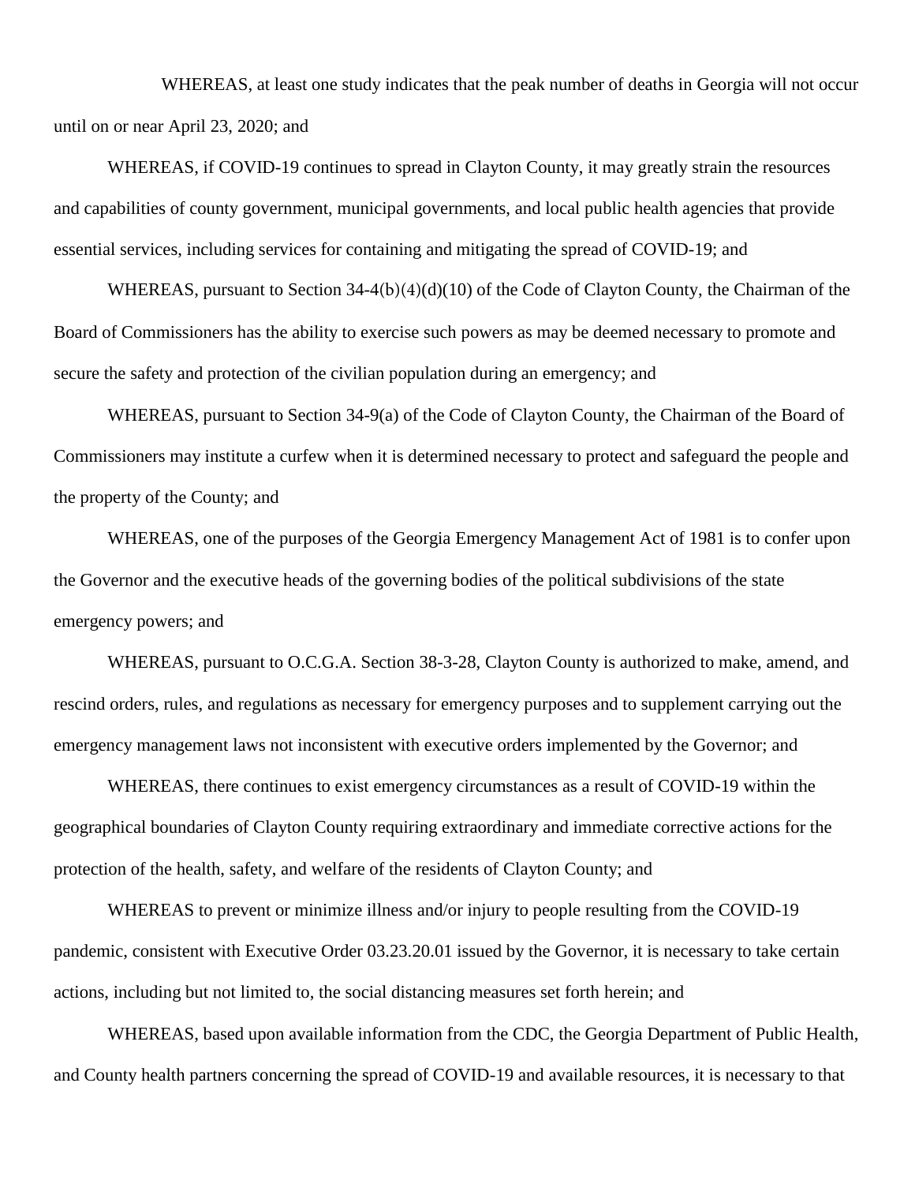WHEREAS, at least one study indicates that the peak number of deaths in Georgia will not occur until on or near April 23, 2020; and

WHEREAS, if COVID-19 continues to spread in Clayton County, it may greatly strain the resources and capabilities of county government, municipal governments, and local public health agencies that provide essential services, including services for containing and mitigating the spread of COVID-19; and

WHEREAS, pursuant to Section 34-4(b)(4)(d)(10) of the Code of Clayton County, the Chairman of the Board of Commissioners has the ability to exercise such powers as may be deemed necessary to promote and secure the safety and protection of the civilian population during an emergency; and

WHEREAS, pursuant to Section 34-9(a) of the Code of Clayton County, the Chairman of the Board of Commissioners may institute a curfew when it is determined necessary to protect and safeguard the people and the property of the County; and

WHEREAS, one of the purposes of the Georgia Emergency Management Act of 1981 is to confer upon the Governor and the executive heads of the governing bodies of the political subdivisions of the state emergency powers; and

WHEREAS, pursuant to O.C.G.A. Section 38-3-28, Clayton County is authorized to make, amend, and rescind orders, rules, and regulations as necessary for emergency purposes and to supplement carrying out the emergency management laws not inconsistent with executive orders implemented by the Governor; and

WHEREAS, there continues to exist emergency circumstances as a result of COVID-19 within the geographical boundaries of Clayton County requiring extraordinary and immediate corrective actions for the protection of the health, safety, and welfare of the residents of Clayton County; and

WHEREAS to prevent or minimize illness and/or injury to people resulting from the COVID-19 pandemic, consistent with Executive Order 03.23.20.01 issued by the Governor, it is necessary to take certain actions, including but not limited to, the social distancing measures set forth herein; and

WHEREAS, based upon available information from the CDC, the Georgia Department of Public Health, and County health partners concerning the spread of COVID-19 and available resources, it is necessary to that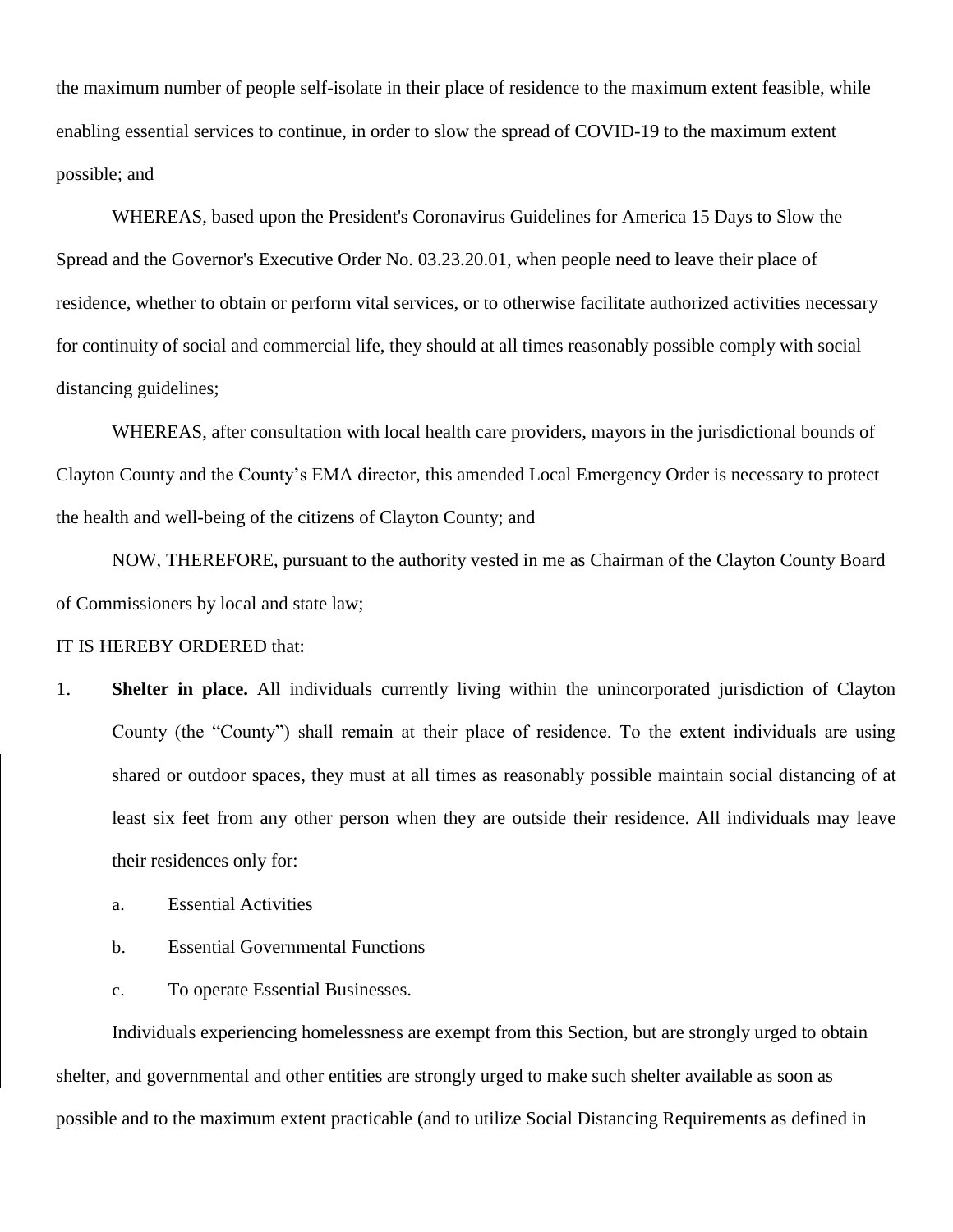the maximum number of people self-isolate in their place of residence to the maximum extent feasible, while enabling essential services to continue, in order to slow the spread of COVID-19 to the maximum extent possible; and

WHEREAS, based upon the President's Coronavirus Guidelines for America 15 Days to Slow the Spread and the Governor's Executive Order No. 03.23.20.01, when people need to leave their place of residence, whether to obtain or perform vital services, or to otherwise facilitate authorized activities necessary for continuity of social and commercial life, they should at all times reasonably possible comply with social distancing guidelines;

WHEREAS, after consultation with local health care providers, mayors in the jurisdictional bounds of Clayton County and the County's EMA director, this amended Local Emergency Order is necessary to protect the health and well-being of the citizens of Clayton County; and

NOW, THEREFORE, pursuant to the authority vested in me as Chairman of the Clayton County Board of Commissioners by local and state law;

IT IS HEREBY ORDERED that:

1. **Shelter in place.** All individuals currently living within the unincorporated jurisdiction of Clayton County (the "County") shall remain at their place of residence. To the extent individuals are using shared or outdoor spaces, they must at all times as reasonably possible maintain social distancing of at least six feet from any other person when they are outside their residence. All individuals may leave their residences only for:

   a. Essential Activities

   b. Essential Governmental Functions

   c. To operate Essential Businesses.

Individuals experiencing homelessness are exempt from this Section, but are strongly urged to obtain shelter, and governmental and other entities are strongly urged to make such shelter available as soon as possible and to the maximum extent practicable (and to utilize Social Distancing Requirements as defined in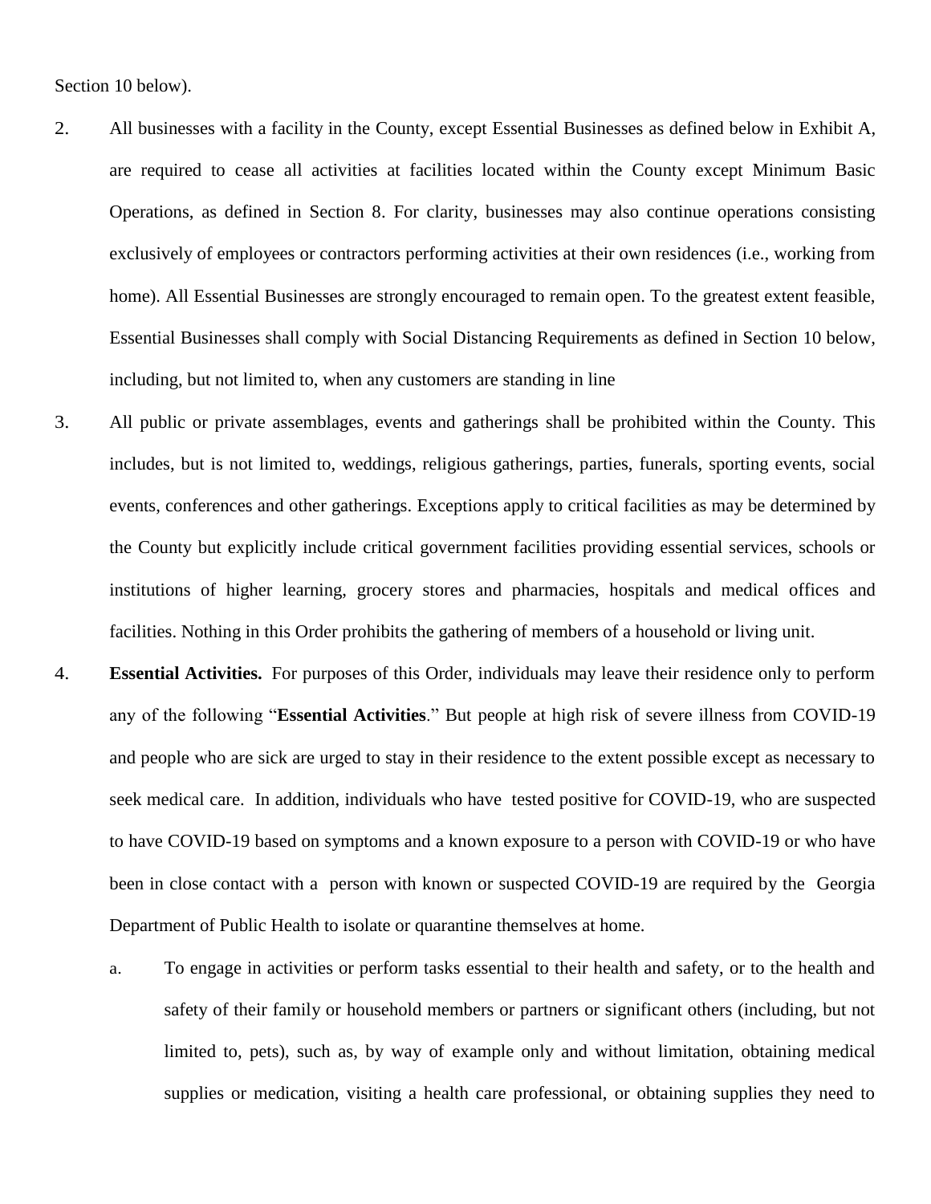Section 10 below).

2. All businesses with a facility in the County, except Essential Businesses as defined below in Exhibit A, are required to cease all activities at facilities located within the County except Minimum Basic Operations, as defined in Section 8. For clarity, businesses may also continue operations consisting exclusively of employees or contractors performing activities at their own residences (i.e., working from home). All Essential Businesses are strongly encouraged to remain open. To the greatest extent feasible, Essential Businesses shall comply with Social Distancing Requirements as defined in Section 10 below, including, but not limited to, when any customers are standing in line

3. All public or private assemblages, events and gatherings shall be prohibited within the County. This includes, but is not limited to, weddings, religious gatherings, parties, funerals, sporting events, social events, conferences and other gatherings. Exceptions apply to critical facilities as may be determined by the County but explicitly include critical government facilities providing essential services, schools or institutions of higher learning, grocery stores and pharmacies, hospitals and medical offices and facilities. Nothing in this Order prohibits the gathering of members of a household or living unit.

4. **Essential Activities.** For purposes of this Order, individuals may leave their residence only to perform any of the following "**Essential Activities**." But people at high risk of severe illness from COVID-19 and people who are sick are urged to stay in their residence to the extent possible except as necessary to seek medical care. In addition, individuals who have tested positive for COVID-19, who are suspected to have COVID-19 based on symptoms and a known exposure to a person with COVID-19 or who have been in close contact with a person with known or suspected COVID-19 are required by the Georgia Department of Public Health to isolate or quarantine themselves at home.

   a. To engage in activities or perform tasks essential to their health and safety, or to the health and safety of their family or household members or partners or significant others (including, but not limited to, pets), such as, by way of example only and without limitation, obtaining medical supplies or medication, visiting a health care professional, or obtaining supplies they need to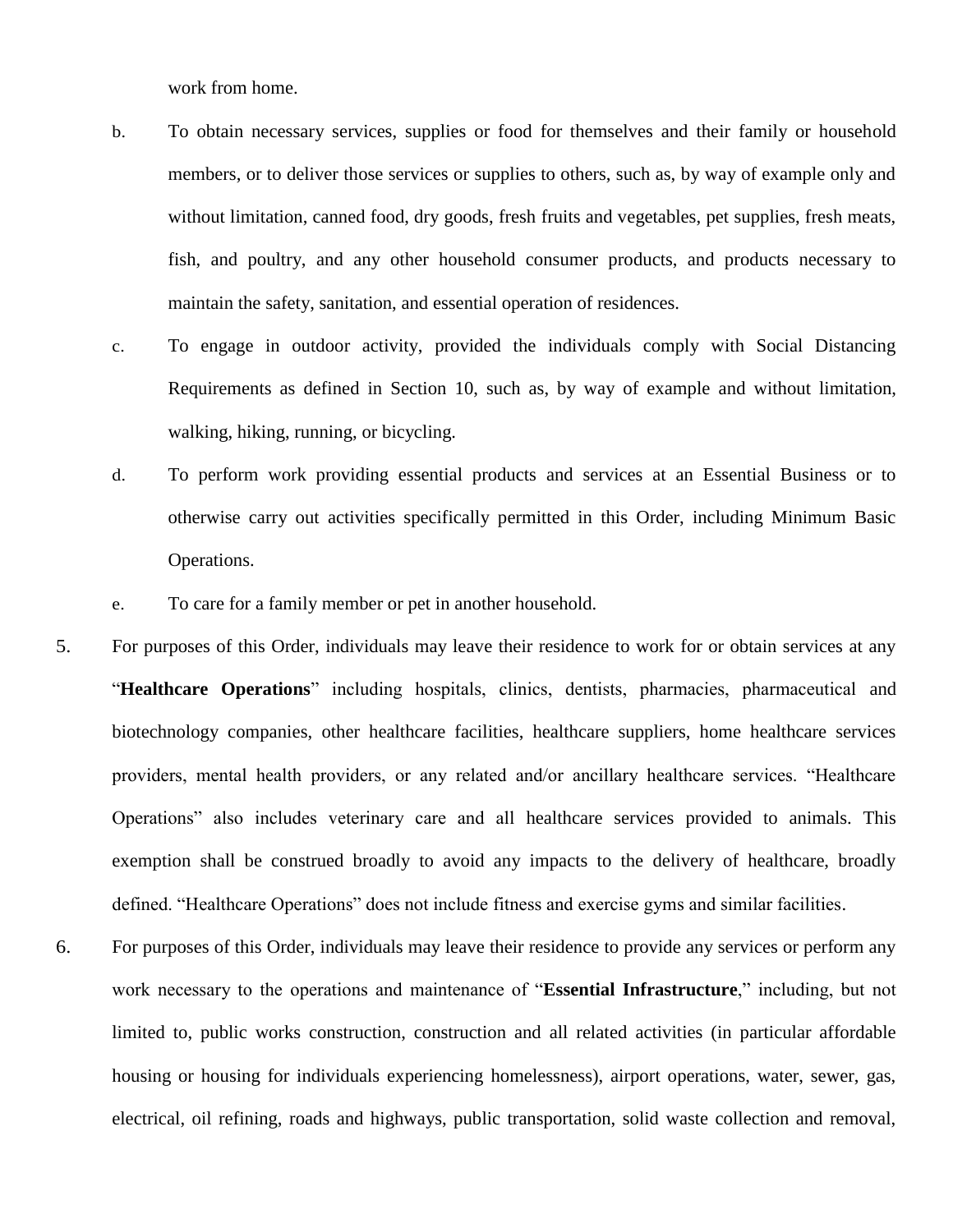work from home.

b. To obtain necessary services, supplies or food for themselves and their family or household members, or to deliver those services or supplies to others, such as, by way of example only and without limitation, canned food, dry goods, fresh fruits and vegetables, pet supplies, fresh meats, fish, and poultry, and any other household consumer products, and products necessary to maintain the safety, sanitation, and essential operation of residences.

c. To engage in outdoor activity, provided the individuals comply with Social Distancing Requirements as defined in Section 10, such as, by way of example and without limitation, walking, hiking, running, or bicycling.

d. To perform work providing essential products and services at an Essential Business or to otherwise carry out activities specifically permitted in this Order, including Minimum Basic Operations.

e. To care for a family member or pet in another household.

5. For purposes of this Order, individuals may leave their residence to work for or obtain services at any "**Healthcare Operations**" including hospitals, clinics, dentists, pharmacies, pharmaceutical and biotechnology companies, other healthcare facilities, healthcare suppliers, home healthcare services providers, mental health providers, or any related and/or ancillary healthcare services. "Healthcare Operations" also includes veterinary care and all healthcare services provided to animals. This exemption shall be construed broadly to avoid any impacts to the delivery of healthcare, broadly defined. "Healthcare Operations" does not include fitness and exercise gyms and similar facilities.

6. For purposes of this Order, individuals may leave their residence to provide any services or perform any work necessary to the operations and maintenance of "**Essential Infrastructure**," including, but not limited to, public works construction, construction and all related activities (in particular affordable housing or housing for individuals experiencing homelessness), airport operations, water, sewer, gas, electrical, oil refining, roads and highways, public transportation, solid waste collection and removal,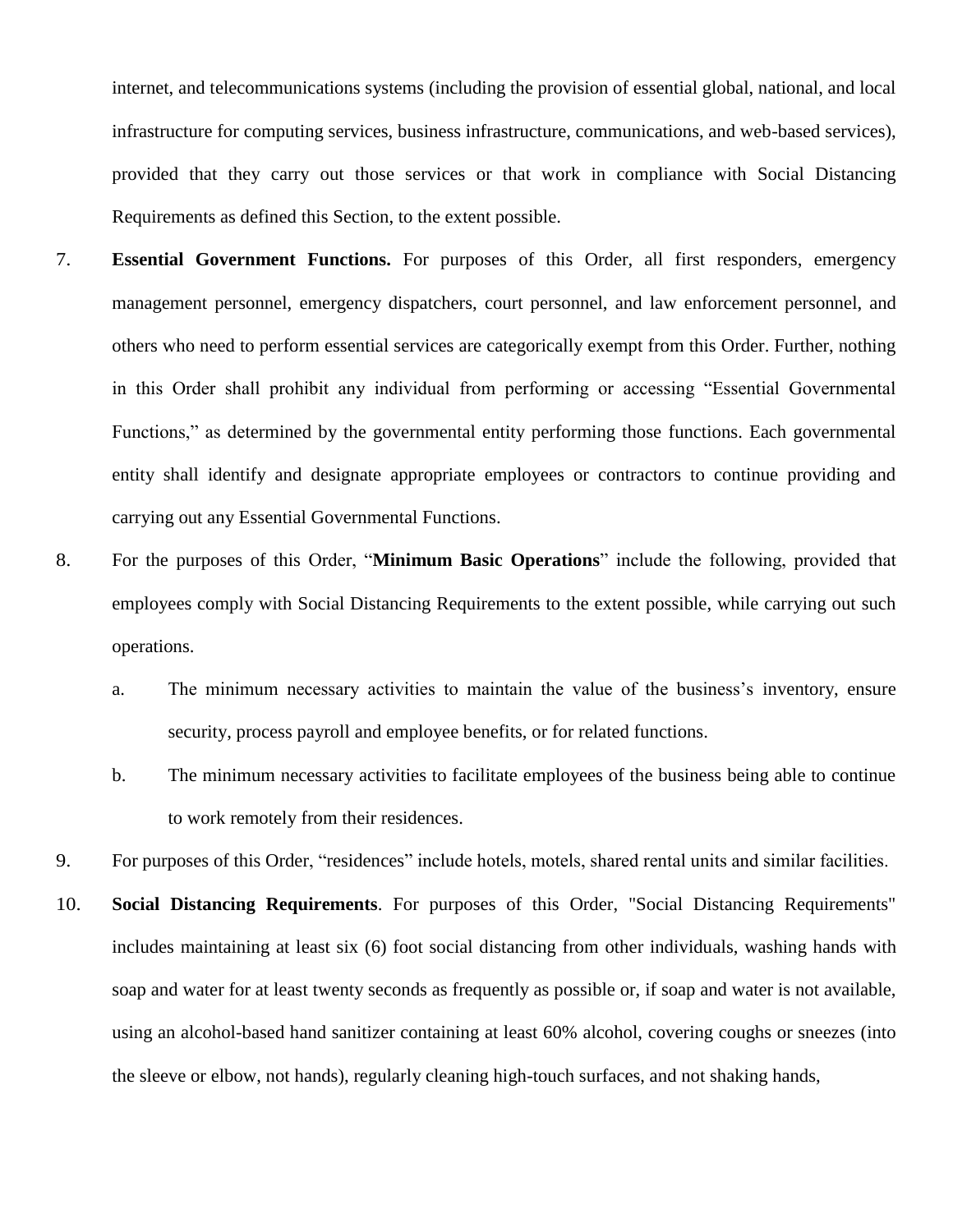internet, and telecommunications systems (including the provision of essential global, national, and local infrastructure for computing services, business infrastructure, communications, and web-based services), provided that they carry out those services or that work in compliance with Social Distancing Requirements as defined this Section, to the extent possible.

7. **Essential Government Functions.** For purposes of this Order, all first responders, emergency management personnel, emergency dispatchers, court personnel, and law enforcement personnel, and others who need to perform essential services are categorically exempt from this Order. Further, nothing in this Order shall prohibit any individual from performing or accessing "Essential Governmental Functions," as determined by the governmental entity performing those functions. Each governmental entity shall identify and designate appropriate employees or contractors to continue providing and carrying out any Essential Governmental Functions.

8. For the purposes of this Order, "**Minimum Basic Operations**" include the following, provided that employees comply with Social Distancing Requirements to the extent possible, while carrying out such operations.

   a. The minimum necessary activities to maintain the value of the business's inventory, ensure security, process payroll and employee benefits, or for related functions.

   b. The minimum necessary activities to facilitate employees of the business being able to continue to work remotely from their residences.

9. For purposes of this Order, "residences" include hotels, motels, shared rental units and similar facilities.

10. **Social Distancing Requirements**. For purposes of this Order, "Social Distancing Requirements" includes maintaining at least six (6) foot social distancing from other individuals, washing hands with soap and water for at least twenty seconds as frequently as possible or, if soap and water is not available, using an alcohol-based hand sanitizer containing at least 60% alcohol, covering coughs or sneezes (into the sleeve or elbow, not hands), regularly cleaning high-touch surfaces, and not shaking hands,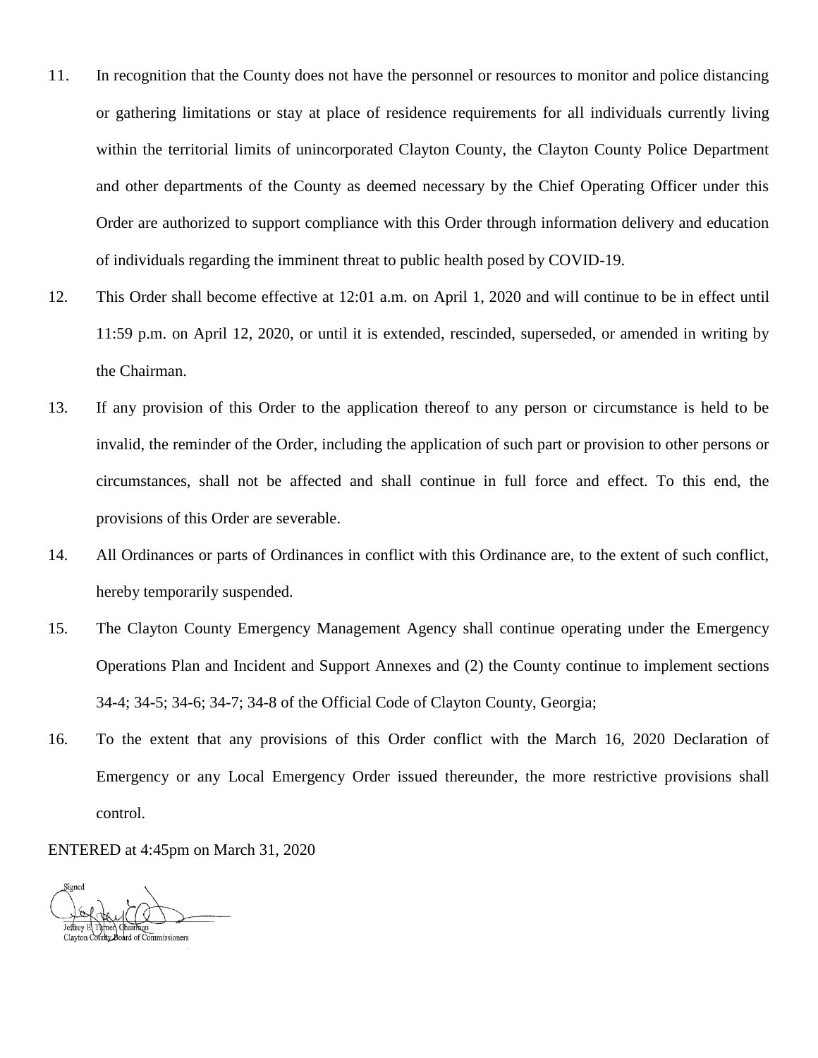11. In recognition that the County does not have the personnel or resources to monitor and police distancing or gathering limitations or stay at place of residence requirements for all individuals currently living within the territorial limits of unincorporated Clayton County, the Clayton County Police Department and other departments of the County as deemed necessary by the Chief Operating Officer under this Order are authorized to support compliance with this Order through information delivery and education of individuals regarding the imminent threat to public health posed by COVID-19.

12. This Order shall become effective at 12:01 a.m. on April 1, 2020 and will continue to be in effect until 11:59 p.m. on April 12, 2020, or until it is extended, rescinded, superseded, or amended in writing by the Chairman.

13. If any provision of this Order to the application thereof to any person or circumstance is held to be invalid, the reminder of the Order, including the application of such part or provision to other persons or circumstances, shall not be affected and shall continue in full force and effect. To this end, the provisions of this Order are severable.

14. All Ordinances or parts of Ordinances in conflict with this Ordinance are, to the extent of such conflict, hereby temporarily suspended.

15. The Clayton County Emergency Management Agency shall continue operating under the Emergency Operations Plan and Incident and Support Annexes and (2) the County continue to implement sections 34-4; 34-5; 34-6; 34-7; 34-8 of the Official Code of Clayton County, Georgia;

16. To the extent that any provisions of this Order conflict with the March 16, 2020 Declaration of Emergency or any Local Emergency Order issued thereunder, the more restrictive provisions shall control.

ENTERED at 4:45pm on March 31, 2020

Signed

Jeffrey E. Turner, Chairman
Clayton County Board of Commissioners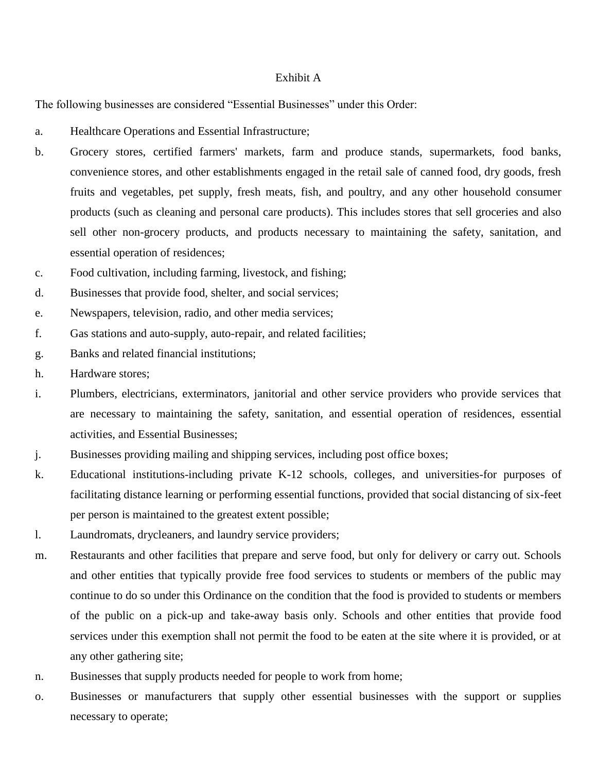# Exhibit A

The following businesses are considered "Essential Businesses" under this Order:

a. Healthcare Operations and Essential Infrastructure;

b. Grocery stores, certified farmers' markets, farm and produce stands, supermarkets, food banks, convenience stores, and other establishments engaged in the retail sale of canned food, dry goods, fresh fruits and vegetables, pet supply, fresh meats, fish, and poultry, and any other household consumer products (such as cleaning and personal care products). This includes stores that sell groceries and also sell other non-grocery products, and products necessary to maintaining the safety, sanitation, and essential operation of residences;

c. Food cultivation, including farming, livestock, and fishing;

d. Businesses that provide food, shelter, and social services;

e. Newspapers, television, radio, and other media services;

f. Gas stations and auto-supply, auto-repair, and related facilities;

g. Banks and related financial institutions;

h. Hardware stores;

i. Plumbers, electricians, exterminators, janitorial and other service providers who provide services that are necessary to maintaining the safety, sanitation, and essential operation of residences, essential activities, and Essential Businesses;

j. Businesses providing mailing and shipping services, including post office boxes;

k. Educational institutions-including private K-12 schools, colleges, and universities-for purposes of facilitating distance learning or performing essential functions, provided that social distancing of six-feet per person is maintained to the greatest extent possible;

l. Laundromats, drycleaners, and laundry service providers;

m. Restaurants and other facilities that prepare and serve food, but only for delivery or carry out. Schools and other entities that typically provide free food services to students or members of the public may continue to do so under this Ordinance on the condition that the food is provided to students or members of the public on a pick-up and take-away basis only. Schools and other entities that provide food services under this exemption shall not permit the food to be eaten at the site where it is provided, or at any other gathering site;

n. Businesses that supply products needed for people to work from home;

o. Businesses or manufacturers that supply other essential businesses with the support or supplies necessary to operate;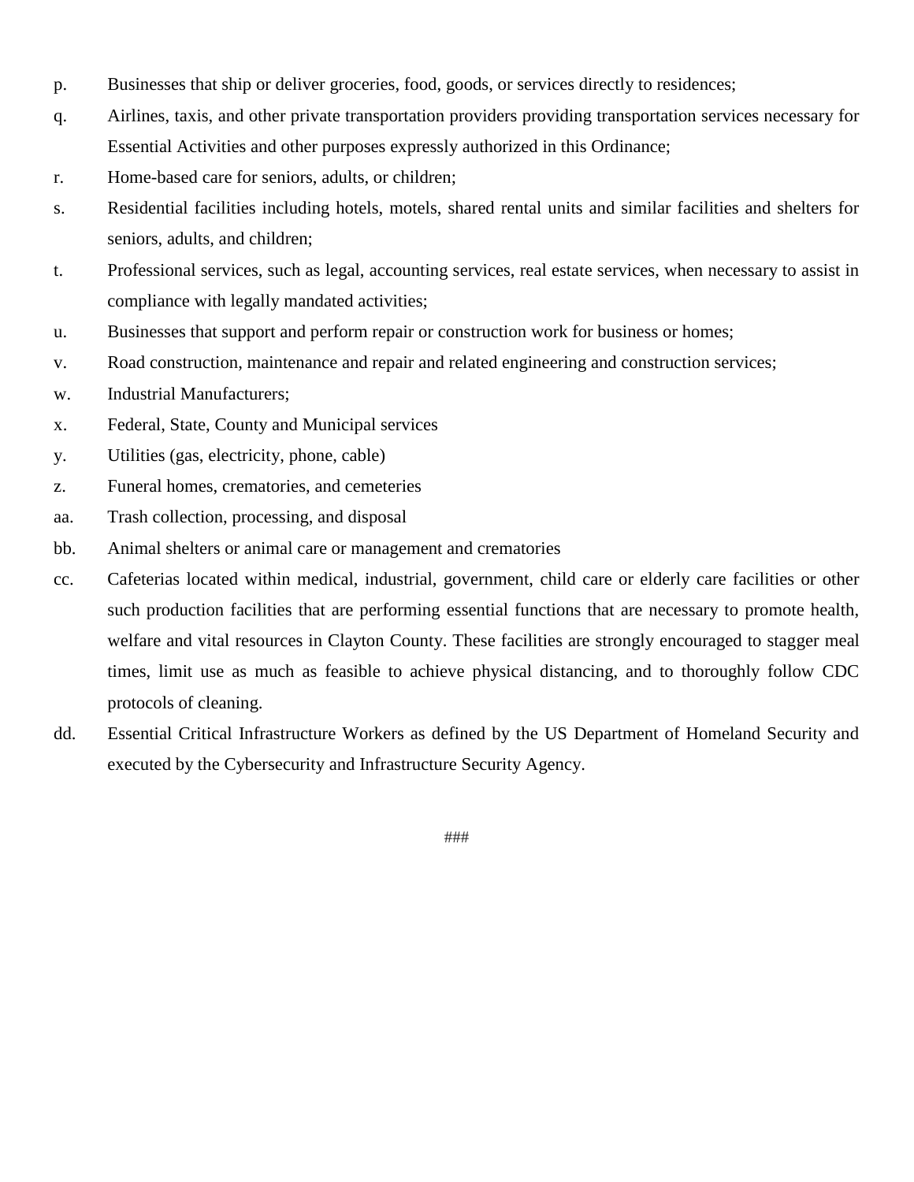p. Businesses that ship or deliver groceries, food, goods, or services directly to residences;

q. Airlines, taxis, and other private transportation providers providing transportation services necessary for Essential Activities and other purposes expressly authorized in this Ordinance;

r. Home-based care for seniors, adults, or children;

s. Residential facilities including hotels, motels, shared rental units and similar facilities and shelters for seniors, adults, and children;

t. Professional services, such as legal, accounting services, real estate services, when necessary to assist in compliance with legally mandated activities;

u. Businesses that support and perform repair or construction work for business or homes;

v. Road construction, maintenance and repair and related engineering and construction services;

w. Industrial Manufacturers;

x. Federal, State, County and Municipal services

y. Utilities (gas, electricity, phone, cable)

z. Funeral homes, crematories, and cemeteries

aa. Trash collection, processing, and disposal

bb. Animal shelters or animal care or management and crematories

cc. Cafeterias located within medical, industrial, government, child care or elderly care facilities or other such production facilities that are performing essential functions that are necessary to promote health, welfare and vital resources in Clayton County. These facilities are strongly encouraged to stagger meal times, limit use as much as feasible to achieve physical distancing, and to thoroughly follow CDC protocols of cleaning.

dd. Essential Critical Infrastructure Workers as defined by the US Department of Homeland Security and executed by the Cybersecurity and Infrastructure Security Agency.

###